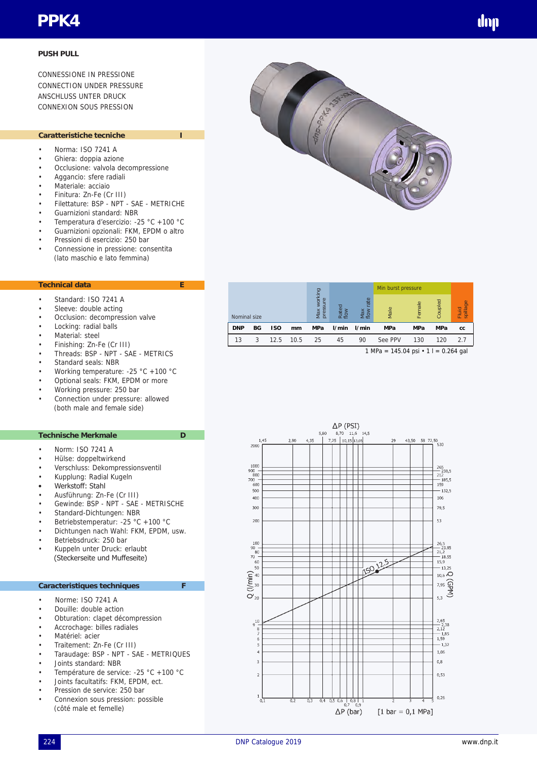# PPK4

**PUSH PULL**

CONNESSIONE IN PRESSIONE
CONNECTION UNDER PRESSURE
ANSCHLUSS UNTER DRUCK
CONNEXION SOUS PRESSION

## Caratteristiche tecniche — I

- Norma: ISO 7241 A
- Ghiera: doppia azione
- Occlusione: valvola decompressione
- Aggancio: sfere radiali
- Materiale: acciaio
- Finitura: Zn-Fe (Cr III)
- Filettature: BSP - NPT - SAE - METRICHE
- Guarnizioni standard: NBR
- Temperatura d'esercizio: -25 °C +100 °C
- Guarnizioni opzionali: FKM, EPDM o altro
- Pressioni di esercizio: 250 bar
- Connessione in pressione: consentita (lato maschio e lato femmina)

## Technical data — E

- Standard: ISO 7241 A
- Sleeve: double acting
- Occlusion: decompression valve
- Locking: radial balls
- Material: steel
- Finishing: Zn-Fe (Cr III)
- Threads: BSP - NPT - SAE - METRICS
- Standard seals: NBR
- Working temperature: -25 °C +100 °C
- Optional seals: FKM, EPDM or more
- Working pressure: 250 bar
- Connection under pressure: allowed (both male and female side)

## Technische Merkmale — D

- Norm: ISO 7241 A
- Hülse: doppeltwirkend
- Verschluss: Dekompressionsventil
- Kupplung: Radial Kugeln
- Werkstoff: Stahl
- Ausführung: Zn-Fe (Cr III)
- Gewinde: BSP - NPT - SAE - METRISCHE
- Standard-Dichtungen: NBR
- Betriebstemperatur: -25 °C +100 °C
- Dichtungen nach Wahl: FKM, EPDM, usw.
- Betriebsdruck: 250 bar
- Kuppeln unter Druck: erlaubt (Steckerseite und Muffeseite)

## Caracteristiques techniques — F

- Norme: ISO 7241 A
- Douille: double action
- Obturation: clapet décompression
- Accrochage: billes radiales
- Matériel: acier
- Traitement: Zn-Fe (Cr III)
- Taraudage: BSP - NPT - SAE - METRIQUES
- Joints standard: NBR
- Température de service: -25 °C +100 °C
- Joints facultatifs: FKM, EPDM, ect.
- Pression de service: 250 bar
- Connexion sous pression: possible (côté male et femelle)

| Nominal size | | | | Max working pressure | Rated flow | Max flow rate | Min burst pressure | | | Fluid spillage |
|---|---|---|---|---|---|---|---|---|---|---|
| | | | | | | | Male | Female | Coupled | |
| DNP | BG | ISO | mm | MPa | l/min | l/min | MPa | MPa | MPa | cc |
| 13 | 3 | 12.5 | 10.5 | 25 | 45 | 90 | See PPV | 130 | 120 | 2.7 |

1 MPa = 145.04 psi • 1 l = 0.264 gal

ΔP (PSI) — Q (l/min) — Q (GPM) — ISO 12.5 — ΔP (bar) [1 bar = 0,1 MPa]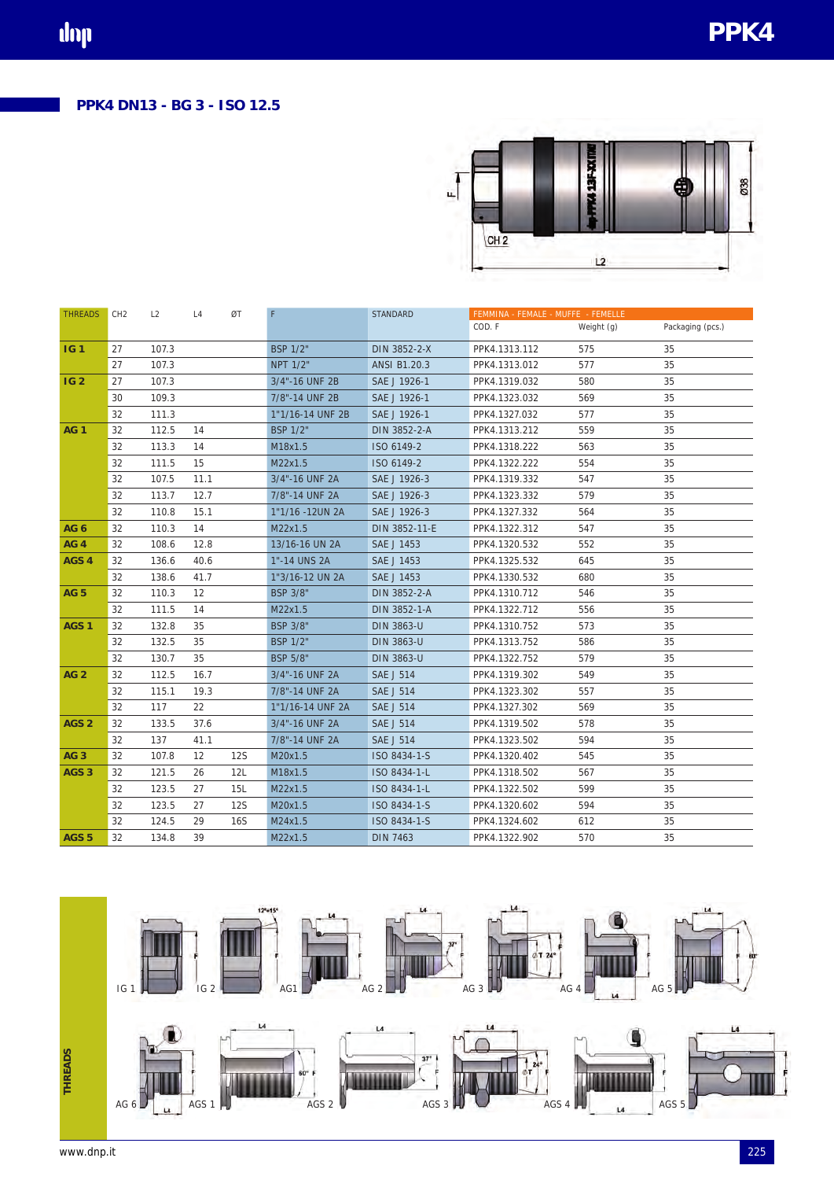## PPK4 DN13 - BG 3 - ISO 12.5

F

CH 2

L2

Ø38

| THREADS | CH2 | L2 | L4 | ØT | F | STANDARD | FEMMINA - FEMALE - MUFFE - FEMELLE | | |
|---|---|---|---|---|---|---|---|---|---|
| | | | | | | | COD. F | Weight (g) | Packaging (pcs.) |
| **IG 1** | 27 | 107.3 | | | BSP 1/2" | DIN 3852-2-X | PPK4.1313.112 | 575 | 35 |
| | 27 | 107.3 | | | NPT 1/2" | ANSI B1.20.3 | PPK4.1313.012 | 577 | 35 |
| **IG 2** | 27 | 107.3 | | | 3/4"-16 UNF 2B | SAE J 1926-1 | PPK4.1319.032 | 580 | 35 |
| | 30 | 109.3 | | | 7/8"-14 UNF 2B | SAE J 1926-1 | PPK4.1323.032 | 569 | 35 |
| | 32 | 111.3 | | | 1"1/16-14 UNF 2B | SAE J 1926-1 | PPK4.1327.032 | 577 | 35 |
| **AG 1** | 32 | 112.5 | 14 | | BSP 1/2" | DIN 3852-2-A | PPK4.1313.212 | 559 | 35 |
| | 32 | 113.3 | 14 | | M18x1.5 | ISO 6149-2 | PPK4.1318.222 | 563 | 35 |
| | 32 | 111.5 | 15 | | M22x1.5 | ISO 6149-2 | PPK4.1322.222 | 554 | 35 |
| | 32 | 107.5 | 11.1 | | 3/4"-16 UNF 2A | SAE J 1926-3 | PPK4.1319.332 | 547 | 35 |
| | 32 | 113.7 | 12.7 | | 7/8"-14 UNF 2A | SAE J 1926-3 | PPK4.1323.332 | 579 | 35 |
| | 32 | 110.8 | 15.1 | | 1"1/16 -12UN 2A | SAE J 1926-3 | PPK4.1327.332 | 564 | 35 |
| **AG 6** | 32 | 110.3 | 14 | | M22x1.5 | DIN 3852-11-E | PPK4.1322.312 | 547 | 35 |
| **AG 4** | 32 | 108.6 | 12.8 | | 13/16-16 UN 2A | SAE J 1453 | PPK4.1320.532 | 552 | 35 |
| **AGS 4** | 32 | 136.6 | 40.6 | | 1"-14 UNS 2A | SAE J 1453 | PPK4.1325.532 | 645 | 35 |
| | 32 | 138.6 | 41.7 | | 1"3/16-12 UN 2A | SAE J 1453 | PPK4.1330.532 | 680 | 35 |
| **AG 5** | 32 | 110.3 | 12 | | BSP 3/8" | DIN 3852-2-A | PPK4.1310.712 | 546 | 35 |
| | 32 | 111.5 | 14 | | M22x1.5 | DIN 3852-1-A | PPK4.1322.712 | 556 | 35 |
| **AGS 1** | 32 | 132.8 | 35 | | BSP 3/8" | DIN 3863-U | PPK4.1310.752 | 573 | 35 |
| | 32 | 132.5 | 35 | | BSP 1/2" | DIN 3863-U | PPK4.1313.752 | 586 | 35 |
| | 32 | 130.7 | 35 | | BSP 5/8" | DIN 3863-U | PPK4.1322.752 | 579 | 35 |
| **AG 2** | 32 | 112.5 | 16.7 | | 3/4"-16 UNF 2A | SAE J 514 | PPK4.1319.302 | 549 | 35 |
| | 32 | 115.1 | 19.3 | | 7/8"-14 UNF 2A | SAE J 514 | PPK4.1323.302 | 557 | 35 |
| | 32 | 117 | 22 | | 1"1/16-14 UNF 2A | SAE J 514 | PPK4.1327.302 | 569 | 35 |
| **AGS 2** | 32 | 133.5 | 37.6 | | 3/4"-16 UNF 2A | SAE J 514 | PPK4.1319.502 | 578 | 35 |
| | 32 | 137 | 41.1 | | 7/8"-14 UNF 2A | SAE J 514 | PPK4.1323.502 | 594 | 35 |
| **AG 3** | 32 | 107.8 | 12 | 12S | M20x1.5 | ISO 8434-1-S | PPK4.1320.402 | 545 | 35 |
| **AGS 3** | 32 | 121.5 | 26 | 12L | M18x1.5 | ISO 8434-1-L | PPK4.1318.502 | 567 | 35 |
| | 32 | 123.5 | 27 | 15L | M22x1.5 | ISO 8434-1-L | PPK4.1322.502 | 599 | 35 |
| | 32 | 123.5 | 27 | 12S | M20x1.5 | ISO 8434-1-S | PPK4.1320.602 | 594 | 35 |
| | 32 | 124.5 | 29 | 16S | M24x1.5 | ISO 8434-1-S | PPK4.1324.602 | 612 | 35 |
| **AGS 5** | 32 | 134.8 | 39 | | M22x1.5 | DIN 7463 | PPK4.1322.902 | 570 | 35 |

**THREADS**

IG 1 — IG 2 — AG1 — AG 2 — AG 3 — AG 4 — AG 5

AG 6 — AGS 1 — AGS 2 — AGS 3 — AGS 4 — AGS 5

www.dnp.it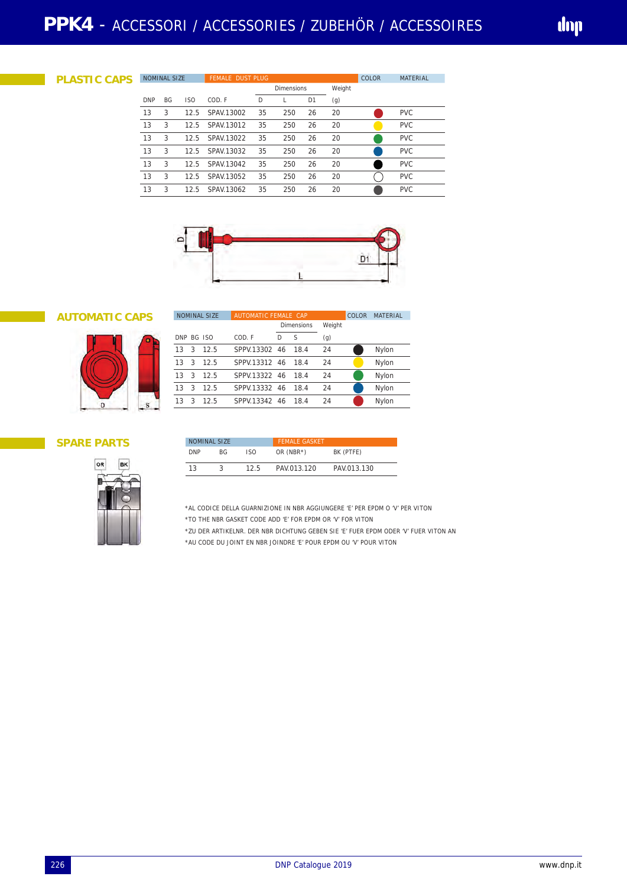# PPK4 - ACCESSORI / ACCESSORIES / ZUBEHÖR / ACCESSOIRES

## PLASTIC CAPS

| NOMINAL SIZE | | | FEMALE DUST PLUG | | | | | COLOR | MATERIAL |
|---|---|---|---|---|---|---|---|---|---|
| | | | | Dimensions | | | Weight | | |
| DNP | BG | ISO | COD. F | D | L | D1 | (g) | | |
| 13 | 3 | 12.5 | SPAV.13002 | 35 | 250 | 26 | 20 | red | PVC |
| 13 | 3 | 12.5 | SPAV.13012 | 35 | 250 | 26 | 20 | yellow | PVC |
| 13 | 3 | 12.5 | SPAV.13022 | 35 | 250 | 26 | 20 | green | PVC |
| 13 | 3 | 12.5 | SPAV.13032 | 35 | 250 | 26 | 20 | blue | PVC |
| 13 | 3 | 12.5 | SPAV.13042 | 35 | 250 | 26 | 20 | black | PVC |
| 13 | 3 | 12.5 | SPAV.13052 | 35 | 250 | 26 | 20 | white | PVC |
| 13 | 3 | 12.5 | SPAV.13062 | 35 | 250 | 26 | 20 | grey | PVC |

D
D1
L

## AUTOMATIC CAPS

| NOMINAL SIZE | | | AUTOMATIC FEMALE CAP | | | | COLOR | MATERIAL |
|---|---|---|---|---|---|---|---|---|
| | | | | Dimensions | | Weight | | |
| DNP | BG | ISO | COD. F | D | S | (g) | | |
| 13 | 3 | 12.5 | SPPV.13302 | 46 | 18.4 | 24 | black | Nylon |
| 13 | 3 | 12.5 | SPPV.13312 | 46 | 18.4 | 24 | yellow | Nylon |
| 13 | 3 | 12.5 | SPPV.13322 | 46 | 18.4 | 24 | green | Nylon |
| 13 | 3 | 12.5 | SPPV.13332 | 46 | 18.4 | 24 | blue | Nylon |
| 13 | 3 | 12.5 | SPPV.13342 | 46 | 18.4 | 24 | red | Nylon |

D
S

## SPARE PARTS

OR
BK

| NOMINAL SIZE | | | FEMALE GASKET | |
|---|---|---|---|---|
| DNP | BG | ISO | OR (NBR*) | BK (PTFE) |
| 13 | 3 | 12.5 | PAV.013.120 | PAV.013.130 |

*AL CODICE DELLA GUARNIZIONE IN NBR AGGIUNGERE 'E' PER EPDM O 'V' PER VITON
*TO THE NBR GASKET CODE ADD 'E' FOR EPDM OR 'V' FOR VITON
*ZU DER ARTIKELNR. DER NBR DICHTUNG GEBEN SIE 'E' FUER EPDM ODER 'V' FUER VITON AN
*AU CODE DU JOINT EN NBR JOINDRE 'E' POUR EPDM OU 'V' POUR VITON